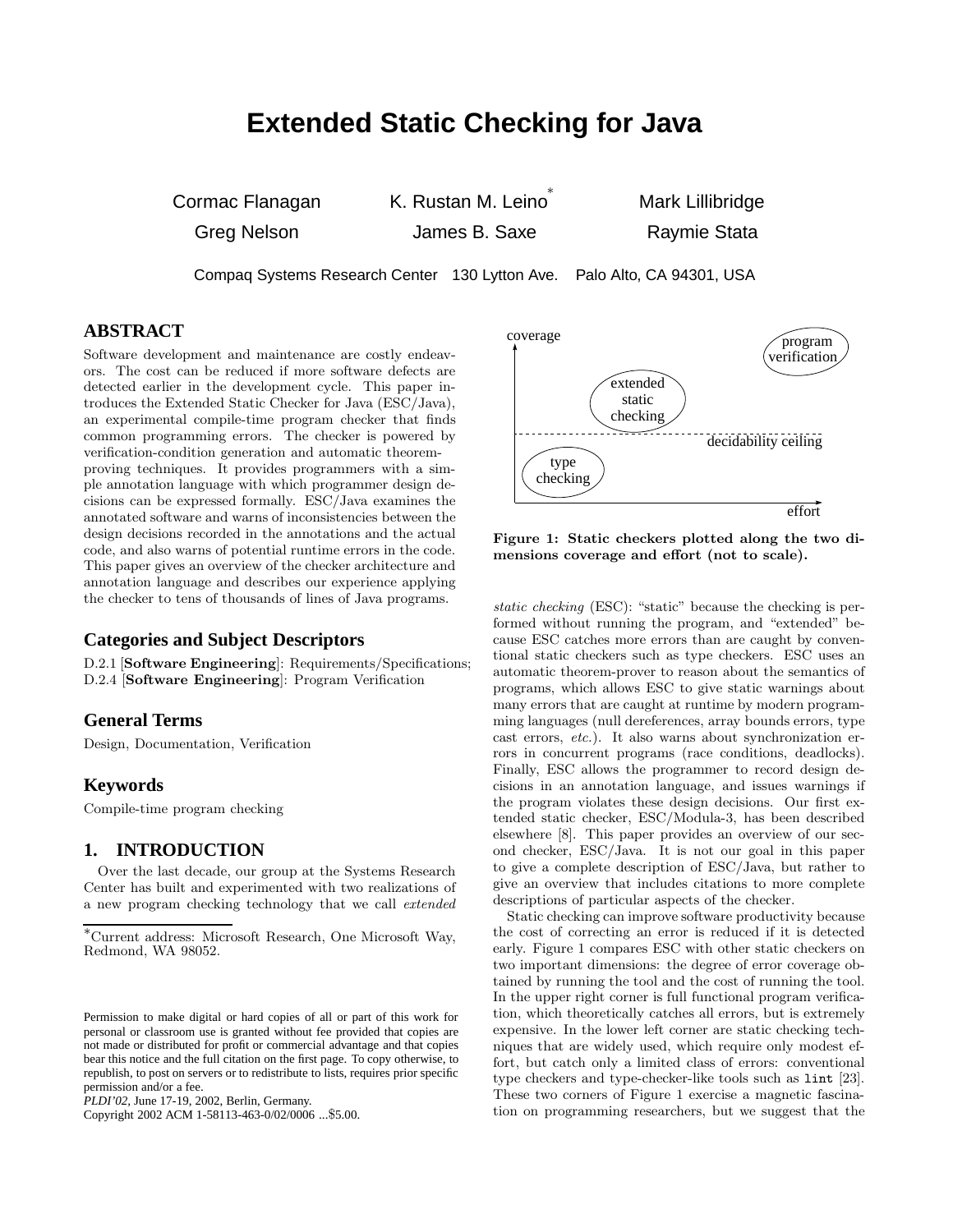# Extended Static Checking for Java

Cormac Flanagan, K. Rustan M. Leino*, Mark Lillibridge, Greg Nelson, James B. Saxe, Raymie Stata

Compaq Systems Research Center 130 Lytton Ave. Palo Alto, CA 94301, USA

## ABSTRACT

Software development and maintenance are costly endeavors. The cost can be reduced if more software defects are detected earlier in the development cycle. This paper introduces the Extended Static Checker for Java (ESC/Java), an experimental compile-time program checker that finds common programming errors. The checker is powered by verification-condition generation and automatic theorem-proving techniques. It provides programmers with a simple annotation language with which programmer design decisions can be expressed formally. ESC/Java examines the annotated software and warns of inconsistencies between the design decisions recorded in the annotations and the actual code, and also warns of potential runtime errors in the code. This paper gives an overview of the checker architecture and annotation language and describes our experience applying the checker to tens of thousands of lines of Java programs.

### Categories and Subject Descriptors

D.2.1 [**Software Engineering**]: Requirements/Specifications; D.2.4 [**Software Engineering**]: Program Verification

### General Terms

Design, Documentation, Verification

### Keywords

Compile-time program checking

## 1. INTRODUCTION

Over the last decade, our group at the Systems Research Center has built and experimented with two realizations of a new program checking technology that we call *extended static checking* (ESC): "static" because the checking is performed without running the program, and "extended" because ESC catches more errors than are caught by conventional static checkers such as type checkers. ESC uses an automatic theorem-prover to reason about the semantics of programs, which allows ESC to give static warnings about many errors that are caught at runtime by modern programming languages (null dereferences, array bounds errors, type cast errors, *etc.*). It also warns about synchronization errors in concurrent programs (race conditions, deadlocks). Finally, ESC allows the programmer to record design decisions in an annotation language, and issues warnings if the program violates these design decisions. Our first extended static checker, ESC/Modula-3, has been described elsewhere [8]. This paper provides an overview of our second checker, ESC/Java. It is not our goal in this paper to give a complete description of ESC/Java, but rather to give an overview that includes citations to more complete descriptions of particular aspects of the checker.

coverage, program verification, extended static checking, decidability ceiling, type checking, effort

**Figure 1: Static checkers plotted along the two dimensions coverage and effort (not to scale).**

Static checking can improve software productivity because the cost of correcting an error is reduced if it is detected early. Figure 1 compares ESC with other static checkers on two important dimensions: the degree of error coverage obtained by running the tool and the cost of running the tool. In the upper right corner is full functional program verification, which theoretically catches all errors, but is extremely expensive. In the lower left corner are static checking techniques that are widely used, which require only modest effort, but catch only a limited class of errors: conventional type checkers and type-checker-like tools such as `lint` [23]. These two corners of Figure 1 exercise a magnetic fascination on programming researchers, but we suggest that the

*Current address: Microsoft Research, One Microsoft Way, Redmond, WA 98052.

Permission to make digital or hard copies of all or part of this work for personal or classroom use is granted without fee provided that copies are not made or distributed for profit or commercial advantage and that copies bear this notice and the full citation on the first page. To copy otherwise, to republish, to post on servers or to redistribute to lists, requires prior specific permission and/or a fee.
*PLDI'02*, June 17-19, 2002, Berlin, Germany.
Copyright 2002 ACM 1-58113-463-0/02/0006 ...$5.00.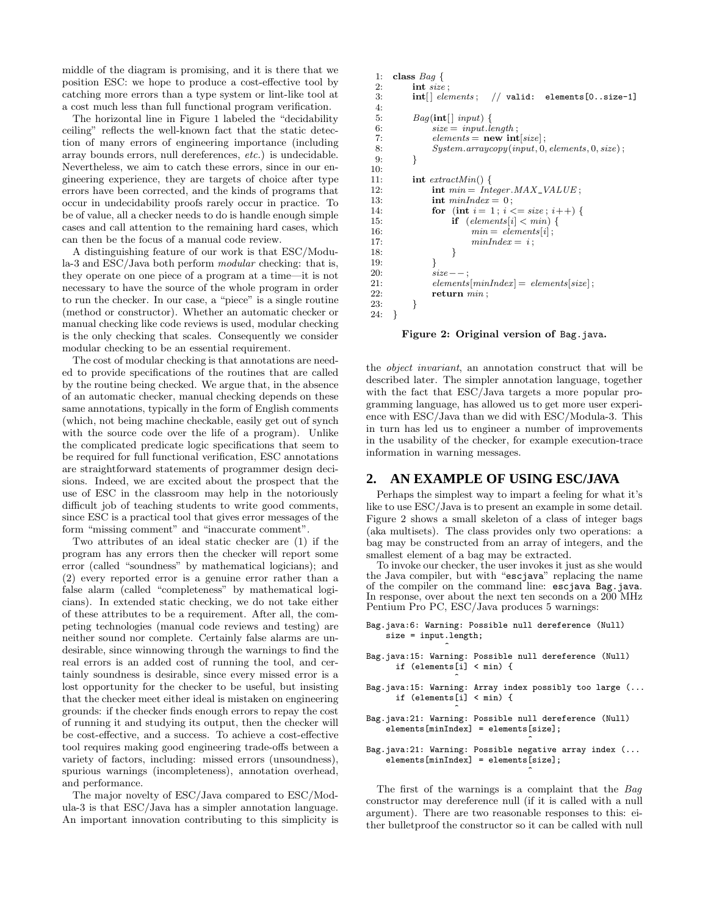middle of the diagram is promising, and it is there that we position ESC: we hope to produce a cost-effective tool by catching more errors than a type system or lint-like tool at a cost much less than full functional program verification.

The horizontal line in Figure 1 labeled the "decidability ceiling" reflects the well-known fact that the static detection of many errors of engineering importance (including array bounds errors, null dereferences, *etc.*) is undecidable. Nevertheless, we aim to catch these errors, since in our engineering experience, they are targets of choice after type errors have been corrected, and the kinds of programs that occur in undecidability proofs rarely occur in practice. To be of value, all a checker needs to do is handle enough simple cases and call attention to the remaining hard cases, which can then be the focus of a manual code review.

A distinguishing feature of our work is that ESC/Modula-3 and ESC/Java both perform *modular* checking: that is, they operate on one piece of a program at a time—it is not necessary to have the source of the whole program in order to run the checker. In our case, a "piece" is a single routine (method or constructor). Whether an automatic checker or manual checking like code reviews is used, modular checking is the only checking that scales. Consequently we consider modular checking to be an essential requirement.

The cost of modular checking is that annotations are needed to provide specifications of the routines that are called by the routine being checked. We argue that, in the absence of an automatic checker, manual checking depends on these same annotations, typically in the form of English comments (which, not being machine checkable, easily get out of synch with the source code over the life of a program). Unlike the complicated predicate logic specifications that seem to be required for full functional verification, ESC annotations are straightforward statements of programmer design decisions. Indeed, we are excited about the prospect that the use of ESC in the classroom may help in the notoriously difficult job of teaching students to write good comments, since ESC is a practical tool that gives error messages of the form "missing comment" and "inaccurate comment".

Two attributes of an ideal static checker are (1) if the program has any errors then the checker will report some error (called "soundness" by mathematical logicians); and (2) every reported error is a genuine error rather than a false alarm (called "completeness" by mathematical logicians). In extended static checking, we do not take either of these attributes to be a requirement. After all, the competing technologies (manual code reviews and testing) are neither sound nor complete. Certainly false alarms are undesirable, since winnowing through the warnings to find the real errors is an added cost of running the tool, and certainly soundness is desirable, since every missed error is a lost opportunity for the checker to be useful, but insisting that the checker meet either ideal is mistaken on engineering grounds: if the checker finds enough errors to repay the cost of running it and studying its output, then the checker will be cost-effective, and a success. To achieve a cost-effective tool requires making good engineering trade-offs between a variety of factors, including: missed errors (unsoundness), spurious warnings (incompleteness), annotation overhead, and performance.

The major novelty of ESC/Java compared to ESC/Modula-3 is that ESC/Java has a simpler annotation language. An important innovation contributing to this simplicity is the *object invariant*, an annotation construct that will be described later. The simpler annotation language, together with the fact that ESC/Java targets a more popular programming language, has allowed us to get more user experience with ESC/Java than we did with ESC/Modula-3. This in turn has led us to engineer a number of improvements in the usability of the checker, for example execution-trace information in warning messages.

```
 1:  class Bag {
 2:      int size;
 3:      int[] elements;   // valid: elements[0..size-1]
 4:
 5:      Bag(int[] input) {
 6:          size = input.length;
 7:          elements = new int[size];
 8:          System.arraycopy(input, 0, elements, 0, size);
 9:      }
10:
11:      int extractMin() {
12:          int min = Integer.MAX_VALUE;
13:          int minIndex = 0;
14:          for (int i = 1; i <= size; i++) {
15:              if (elements[i] < min) {
16:                  min = elements[i];
17:                  minIndex = i;
18:              }
19:          }
20:          size--;
21:          elements[minIndex] = elements[size];
22:          return min;
23:      }
24:  }
```

**Figure 2: Original version of Bag.java.**

## 2. AN EXAMPLE OF USING ESC/JAVA

Perhaps the simplest way to impart a feeling for what it's like to use ESC/Java is to present an example in some detail. Figure 2 shows a small skeleton of a class of integer bags (aka multisets). The class provides only two operations: a bag may be constructed from an array of integers, and the smallest element of a bag may be extracted.

To invoke our checker, the user invokes it just as she would the Java compiler, but with "escjava" replacing the name of the compiler on the command line: `escjava Bag.java`. In response, over about the next ten seconds on a 200 MHz Pentium Pro PC, ESC/Java produces 5 warnings:

```
Bag.java:6: Warning: Possible null dereference (Null)
    size = input.length;
                ^
Bag.java:15: Warning: Possible null dereference (Null)
      if (elements[i] < min) {
                  ^
Bag.java:15: Warning: Array index possibly too large (...
      if (elements[i] < min) {
                  ^
Bag.java:21: Warning: Possible null dereference (Null)
    elements[minIndex] = elements[size];
                                 ^
Bag.java:21: Warning: Possible negative array index (...
    elements[minIndex] = elements[size];
                                 ^
```

The first of the warnings is a complaint that the *Bag* constructor may dereference null (if it is called with a null argument). There are two reasonable responses to this: either bulletproof the constructor so it can be called with null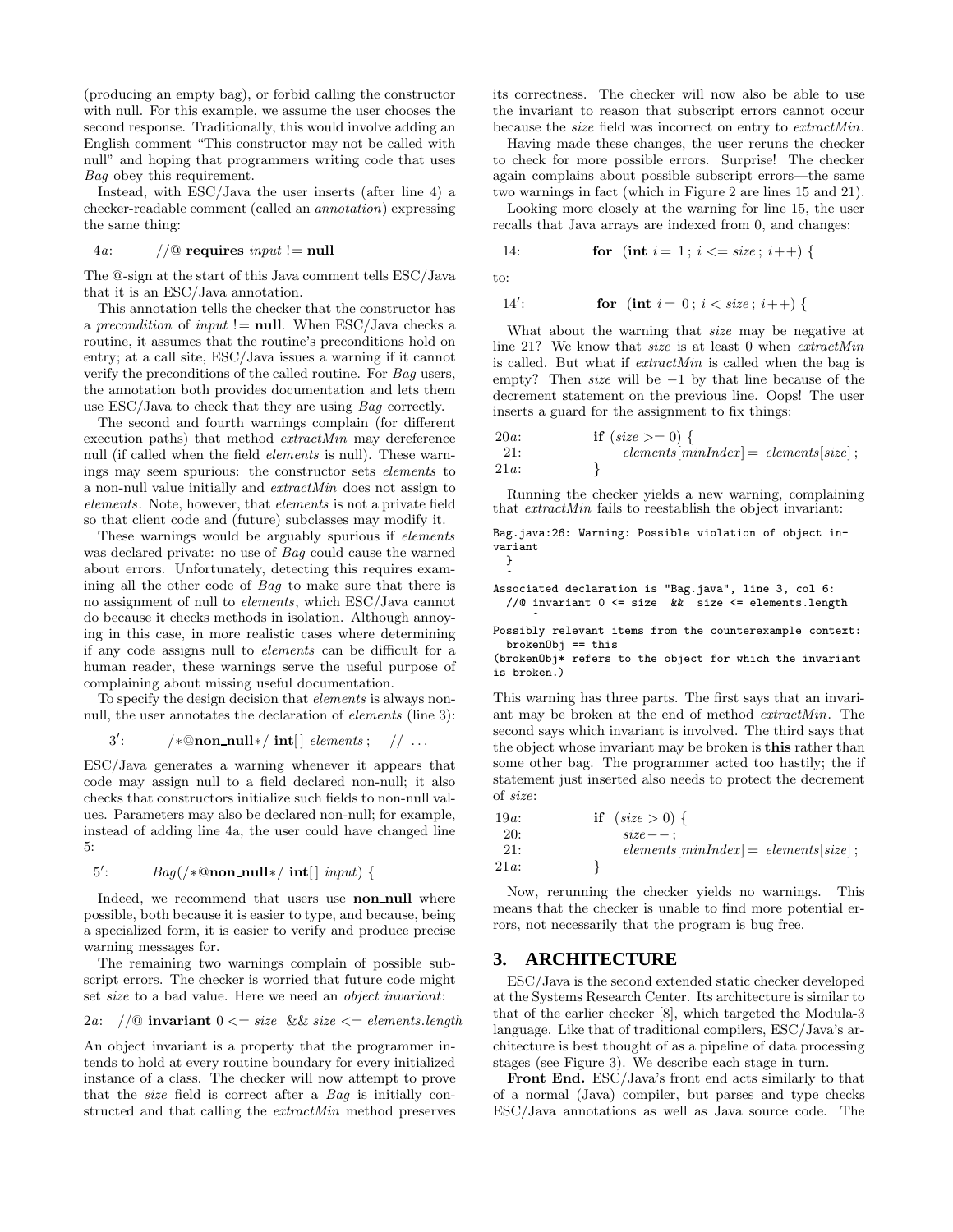(producing an empty bag), or forbid calling the constructor with null. For this example, we assume the user chooses the second response. Traditionally, this would involve adding an English comment "This constructor may not be called with null" and hoping that programmers writing code that uses *Bag* obey this requirement.

Instead, with ESC/Java the user inserts (after line 4) a checker-readable comment (called an *annotation*) expressing the same thing:

4*a*: //@ **requires** *input* != **null**

The @-sign at the start of this Java comment tells ESC/Java that it is an ESC/Java annotation.

This annotation tells the checker that the constructor has a *precondition* of *input* != **null**. When ESC/Java checks a routine, it assumes that the routine's preconditions hold on entry; at a call site, ESC/Java issues a warning if it cannot verify the preconditions of the called routine. For *Bag* users, the annotation both provides documentation and lets them use ESC/Java to check that they are using *Bag* correctly.

The second and fourth warnings complain (for different execution paths) that method *extractMin* may dereference null (if called when the field *elements* is null). These warnings may seem spurious: the constructor sets *elements* to a non-null value initially and *extractMin* does not assign to *elements*. Note, however, that *elements* is not a private field so that client code and (future) subclasses may modify it.

These warnings would be arguably spurious if *elements* was declared private: no use of *Bag* could cause the warned about errors. Unfortunately, detecting this requires examining all the other code of *Bag* to make sure that there is no assignment of null to *elements*, which ESC/Java cannot do because it checks methods in isolation. Although annoying in this case, in more realistic cases where determining if any code assigns null to *elements* can be difficult for a human reader, these warnings serve the useful purpose of complaining about missing useful documentation.

To specify the design decision that *elements* is always non-null, the user annotates the declaration of *elements* (line 3):

3′: /\*@**non_null**\*/ **int**[] *elements* ; // ...

ESC/Java generates a warning whenever it appears that code may assign null to a field declared non-null; it also checks that constructors initialize such fields to non-null values. Parameters may also be declared non-null; for example, instead of adding line 4a, the user could have changed line 5:

5′: *Bag*(/\*@**non_null**\*/ **int**[] *input*) {

Indeed, we recommend that users use **non_null** where possible, both because it is easier to type, and because, being a specialized form, it is easier to verify and produce precise warning messages for.

The remaining two warnings complain of possible subscript errors. The checker is worried that future code might set *size* to a bad value. Here we need an *object invariant*:

2*a*: //@ **invariant** 0 <= *size* && *size* <= *elements.length*

An object invariant is a property that the programmer intends to hold at every routine boundary for every initialized instance of a class. The checker will now attempt to prove that the *size* field is correct after a *Bag* is initially constructed and that calling the *extractMin* method preserves its correctness. The checker will now also be able to use the invariant to reason that subscript errors cannot occur because the *size* field was incorrect on entry to *extractMin*.

Having made these changes, the user reruns the checker to check for more possible errors. Surprise! The checker again complains about possible subscript errors—the same two warnings in fact (which in Figure 2 are lines 15 and 21).

Looking more closely at the warning for line 15, the user recalls that Java arrays are indexed from 0, and changes:

14: **for** (**int** *i* = 1 ; *i* <= *size* ; *i*++) {

to:

14′: **for** (**int** *i* = 0 ; *i* < *size* ; *i*++) {

What about the warning that *size* may be negative at line 21? We know that *size* is at least 0 when *extractMin* is called. But what if *extractMin* is called when the bag is empty? Then *size* will be −1 by that line because of the decrement statement on the previous line. Oops! The user inserts a guard for the assignment to fix things:

20*a*: **if** (*size* >= 0) {
21: *elements*[*minIndex*] = *elements*[*size*] ;
21*a*: }

Running the checker yields a new warning, complaining that *extractMin* fails to reestablish the object invariant:

```
Bag.java:26: Warning: Possible violation of object in-
variant
  }
  ^
Associated declaration is "Bag.java", line 3, col 6:
  //@ invariant 0 <= size  &&  size <= elements.length
      ^
Possibly relevant items from the counterexample context:
  brokenObj == this
(brokenObj* refers to the object for which the invariant
is broken.)
```

This warning has three parts. The first says that an invariant may be broken at the end of method *extractMin*. The second says which invariant is involved. The third says that the object whose invariant may be broken is **this** rather than some other bag. The programmer acted too hastily; the if statement just inserted also needs to protect the decrement of *size*:

19*a*: **if** (*size* > 0) {
20: *size*−− ;
21: *elements*[*minIndex*] = *elements*[*size*] ;
21*a*: }

Now, rerunning the checker yields no warnings. This means that the checker is unable to find more potential errors, not necessarily that the program is bug free.

## 3. ARCHITECTURE

ESC/Java is the second extended static checker developed at the Systems Research Center. Its architecture is similar to that of the earlier checker [8], which targeted the Modula-3 language. Like that of traditional compilers, ESC/Java's architecture is best thought of as a pipeline of data processing stages (see Figure 3). We describe each stage in turn.

**Front End.** ESC/Java's front end acts similarly to that of a normal (Java) compiler, but parses and type checks ESC/Java annotations as well as Java source code. The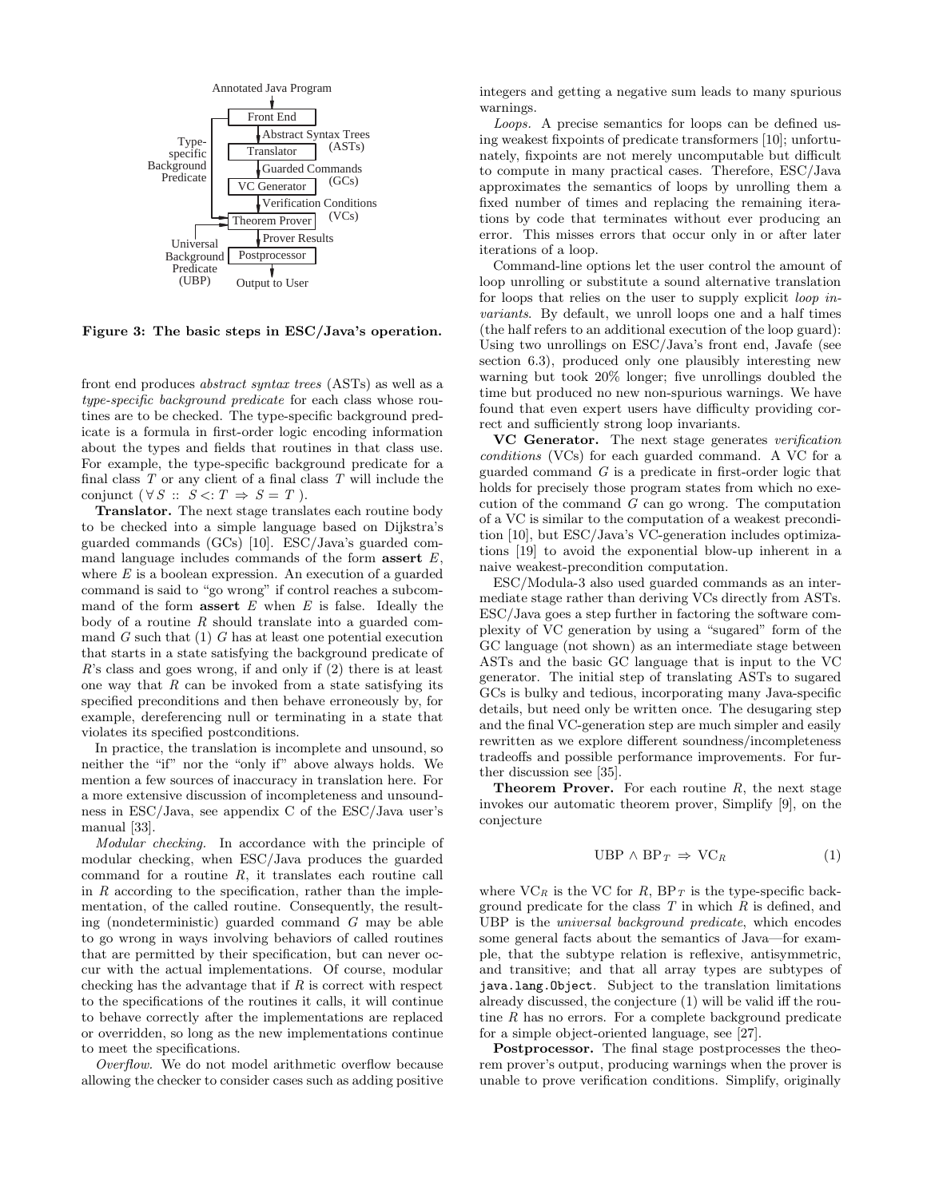Annotated Java Program

Front End

Abstract Syntax Trees (ASTs)

Translator

Guarded Commands (GCs)

VC Generator

Verification Conditions (VCs)

Theorem Prover

Prover Results

Postprocessor

Output to User

Type-specific Background Predicate

Universal Background Predicate (UBP)

**Figure 3: The basic steps in ESC/Java's operation.**

front end produces *abstract syntax trees* (ASTs) as well as a *type-specific background predicate* for each class whose routines are to be checked. The type-specific background predicate is a formula in first-order logic encoding information about the types and fields that routines in that class use. For example, the type-specific background predicate for a final class $T$ or any client of a final class $T$ will include the conjunct $(\forall S :: S <: T \Rightarrow S = T)$.

**Translator.** The next stage translates each routine body to be checked into a simple language based on Dijkstra's guarded commands (GCs) [10]. ESC/Java's guarded command language includes commands of the form **assert** $E$, where $E$ is a boolean expression. An execution of a guarded command is said to "go wrong" if control reaches a subcommand of the form **assert** $E$ when $E$ is false. Ideally the body of a routine $R$ should translate into a guarded command $G$ such that (1) $G$ has at least one potential execution that starts in a state satisfying the background predicate of $R$'s class and goes wrong, if and only if (2) there is at least one way that $R$ can be invoked from a state satisfying its specified preconditions and then behave erroneously by, for example, dereferencing null or terminating in a state that violates its specified postconditions.

In practice, the translation is incomplete and unsound, so neither the "if" nor the "only if" above always holds. We mention a few sources of inaccuracy in translation here. For a more extensive discussion of incompleteness and unsoundness in ESC/Java, see appendix C of the ESC/Java user's manual [33].

*Modular checking.* In accordance with the principle of modular checking, when ESC/Java produces the guarded command for a routine $R$, it translates each routine call in $R$ according to the specification, rather than the implementation, of the called routine. Consequently, the resulting (nondeterministic) guarded command $G$ may be able to go wrong in ways involving behaviors of called routines that are permitted by their specification, but can never occur with the actual implementations. Of course, modular checking has the advantage that if $R$ is correct with respect to the specifications of the routines it calls, it will continue to behave correctly after the implementations are replaced or overridden, so long as the new implementations continue to meet the specifications.

*Overflow.* We do not model arithmetic overflow because allowing the checker to consider cases such as adding positive integers and getting a negative sum leads to many spurious warnings.

*Loops.* A precise semantics for loops can be defined using weakest fixpoints of predicate transformers [10]; unfortunately, fixpoints are not merely uncomputable but difficult to compute in many practical cases. Therefore, ESC/Java approximates the semantics of loops by unrolling them a fixed number of times and replacing the remaining iterations by code that terminates without ever producing an error. This misses errors that occur only in or after later iterations of a loop.

Command-line options let the user control the amount of loop unrolling or substitute a sound alternative translation for loops that relies on the user to supply explicit *loop invariants*. By default, we unroll loops one and a half times (the half refers to an additional execution of the loop guard): Using two unrollings on ESC/Java's front end, Javafe (see section 6.3), produced only one plausibly interesting new warning but took 20% longer; five unrollings doubled the time but produced no new non-spurious warnings. We have found that even expert users have difficulty providing correct and sufficiently strong loop invariants.

**VC Generator.** The next stage generates *verification conditions* (VCs) for each guarded command. A VC for a guarded command $G$ is a predicate in first-order logic that holds for precisely those program states from which no execution of the command $G$ can go wrong. The computation of a VC is similar to the computation of a weakest precondition [10], but ESC/Java's VC-generation includes optimizations [19] to avoid the exponential blow-up inherent in a naive weakest-precondition computation.

ESC/Modula-3 also used guarded commands as an intermediate stage rather than deriving VCs directly from ASTs. ESC/Java goes a step further in factoring the software complexity of VC generation by using a "sugared" form of the GC language (not shown) as an intermediate stage between ASTs and the basic GC language that is input to the VC generator. The initial step of translating ASTs to sugared GCs is bulky and tedious, incorporating many Java-specific details, but need only be written once. The desugaring step and the final VC-generation step are much simpler and easily rewritten as we explore different soundness/incompleteness tradeoffs and possible performance improvements. For further discussion see [35].

**Theorem Prover.** For each routine $R$, the next stage invokes our automatic theorem prover, Simplify [9], on the conjecture

$$\text{UBP} \wedge \text{BP}_T \Rightarrow \text{VC}_R \qquad (1)$$

where $\text{VC}_R$ is the VC for $R$, $\text{BP}_T$ is the type-specific background predicate for the class $T$ in which $R$ is defined, and UBP is the *universal background predicate*, which encodes some general facts about the semantics of Java—for example, that the subtype relation is reflexive, antisymmetric, and transitive; and that all array types are subtypes of `java.lang.Object`. Subject to the translation limitations already discussed, the conjecture (1) will be valid iff the routine $R$ has no errors. For a complete background predicate for a simple object-oriented language, see [27].

**Postprocessor.** The final stage postprocesses the theorem prover's output, producing warnings when the prover is unable to prove verification conditions. Simplify, originally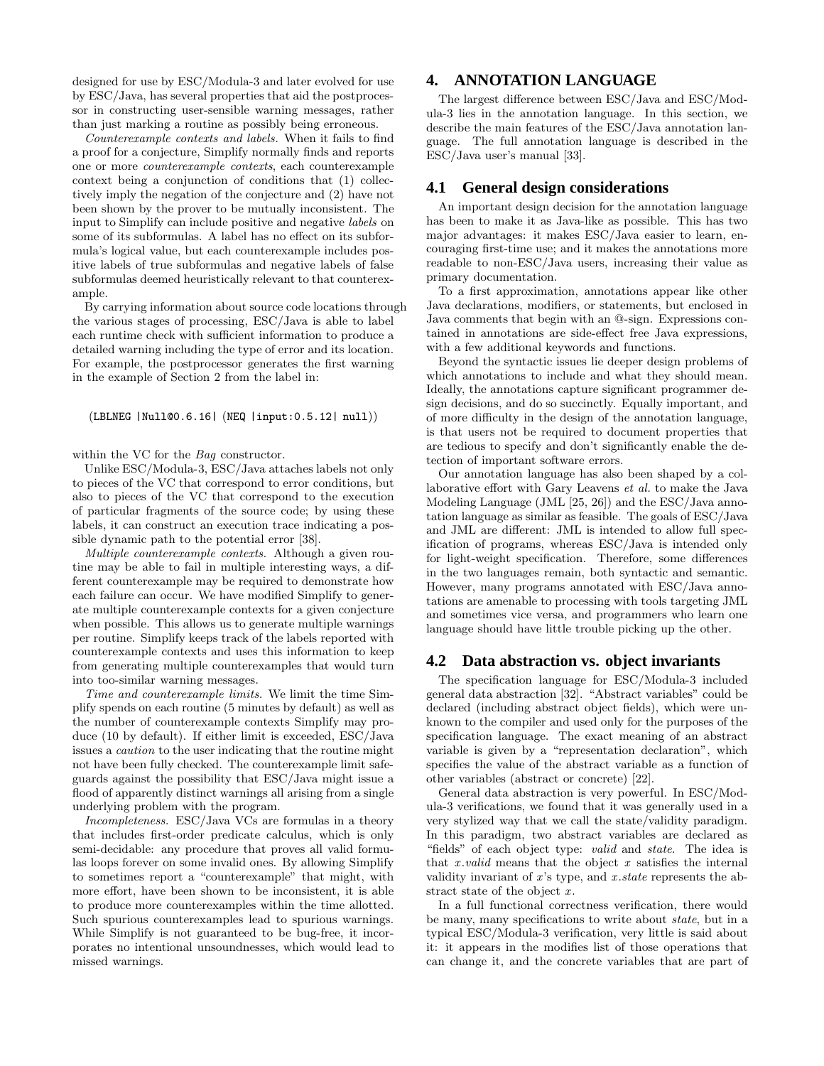designed for use by ESC/Modula-3 and later evolved for use by ESC/Java, has several properties that aid the postprocessor in constructing user-sensible warning messages, rather than just marking a routine as possibly being erroneous.

*Counterexample contexts and labels.* When it fails to find a proof for a conjecture, Simplify normally finds and reports one or more *counterexample contexts*, each counterexample context being a conjunction of conditions that (1) collectively imply the negation of the conjecture and (2) have not been shown by the prover to be mutually inconsistent. The input to Simplify can include positive and negative *labels* on some of its subformulas. A label has no effect on its subformula's logical value, but each counterexample includes positive labels of true subformulas and negative labels of false subformulas deemed heuristically relevant to that counterexample.

By carrying information about source code locations through the various stages of processing, ESC/Java is able to label each runtime check with sufficient information to produce a detailed warning including the type of error and its location. For example, the postprocessor generates the first warning in the example of Section 2 from the label in:

```
(LBLNEG |Null@0.6.16| (NEQ |input:0.5.12| null))
```

within the VC for the *Bag* constructor.

Unlike ESC/Modula-3, ESC/Java attaches labels not only to pieces of the VC that correspond to error conditions, but also to pieces of the VC that correspond to the execution of particular fragments of the source code; by using these labels, it can construct an execution trace indicating a possible dynamic path to the potential error [38].

*Multiple counterexample contexts.* Although a given routine may be able to fail in multiple interesting ways, a different counterexample may be required to demonstrate how each failure can occur. We have modified Simplify to generate multiple counterexample contexts for a given conjecture when possible. This allows us to generate multiple warnings per routine. Simplify keeps track of the labels reported with counterexample contexts and uses this information to keep from generating multiple counterexamples that would turn into too-similar warning messages.

*Time and counterexample limits.* We limit the time Simplify spends on each routine (5 minutes by default) as well as the number of counterexample contexts Simplify may produce (10 by default). If either limit is exceeded, ESC/Java issues a *caution* to the user indicating that the routine might not have been fully checked. The counterexample limit safeguards against the possibility that ESC/Java might issue a flood of apparently distinct warnings all arising from a single underlying problem with the program.

*Incompleteness.* ESC/Java VCs are formulas in a theory that includes first-order predicate calculus, which is only semi-decidable: any procedure that proves all valid formulas loops forever on some invalid ones. By allowing Simplify to sometimes report a "counterexample" that might, with more effort, have been shown to be inconsistent, it is able to produce more counterexamples within the time allotted. Such spurious counterexamples lead to spurious warnings. While Simplify is not guaranteed to be bug-free, it incorporates no intentional unsoundnesses, which would lead to missed warnings.

# 4. ANNOTATION LANGUAGE

The largest difference between ESC/Java and ESC/Modula-3 lies in the annotation language. In this section, we describe the main features of the ESC/Java annotation language. The full annotation language is described in the ESC/Java user's manual [33].

## 4.1 General design considerations

An important design decision for the annotation language has been to make it as Java-like as possible. This has two major advantages: it makes ESC/Java easier to learn, encouraging first-time use; and it makes the annotations more readable to non-ESC/Java users, increasing their value as primary documentation.

To a first approximation, annotations appear like other Java declarations, modifiers, or statements, but enclosed in Java comments that begin with an @-sign. Expressions contained in annotations are side-effect free Java expressions, with a few additional keywords and functions.

Beyond the syntactic issues lie deeper design problems of which annotations to include and what they should mean. Ideally, the annotations capture significant programmer design decisions, and do so succinctly. Equally important, and of more difficulty in the design of the annotation language, is that users not be required to document properties that are tedious to specify and don't significantly enable the detection of important software errors.

Our annotation language has also been shaped by a collaborative effort with Gary Leavens *et al.* to make the Java Modeling Language (JML [25, 26]) and the ESC/Java annotation language as similar as feasible. The goals of ESC/Java and JML are different: JML is intended to allow full specification of programs, whereas ESC/Java is intended only for light-weight specification. Therefore, some differences in the two languages remain, both syntactic and semantic. However, many programs annotated with ESC/Java annotations are amenable to processing with tools targeting JML and sometimes vice versa, and programmers who learn one language should have little trouble picking up the other.

## 4.2 Data abstraction vs. object invariants

The specification language for ESC/Modula-3 included general data abstraction [32]. "Abstract variables" could be declared (including abstract object fields), which were unknown to the compiler and used only for the purposes of the specification language. The exact meaning of an abstract variable is given by a "representation declaration", which specifies the value of the abstract variable as a function of other variables (abstract or concrete) [22].

General data abstraction is very powerful. In ESC/Modula-3 verifications, we found that it was generally used in a very stylized way that we call the state/validity paradigm. In this paradigm, two abstract variables are declared as "fields" of each object type: *valid* and *state*. The idea is that *x.valid* means that the object *x* satisfies the internal validity invariant of *x*'s type, and *x.state* represents the abstract state of the object *x*.

In a full functional correctness verification, there would be many, many specifications to write about *state*, but in a typical ESC/Modula-3 verification, very little is said about it: it appears in the modifies list of those operations that can change it, and the concrete variables that are part of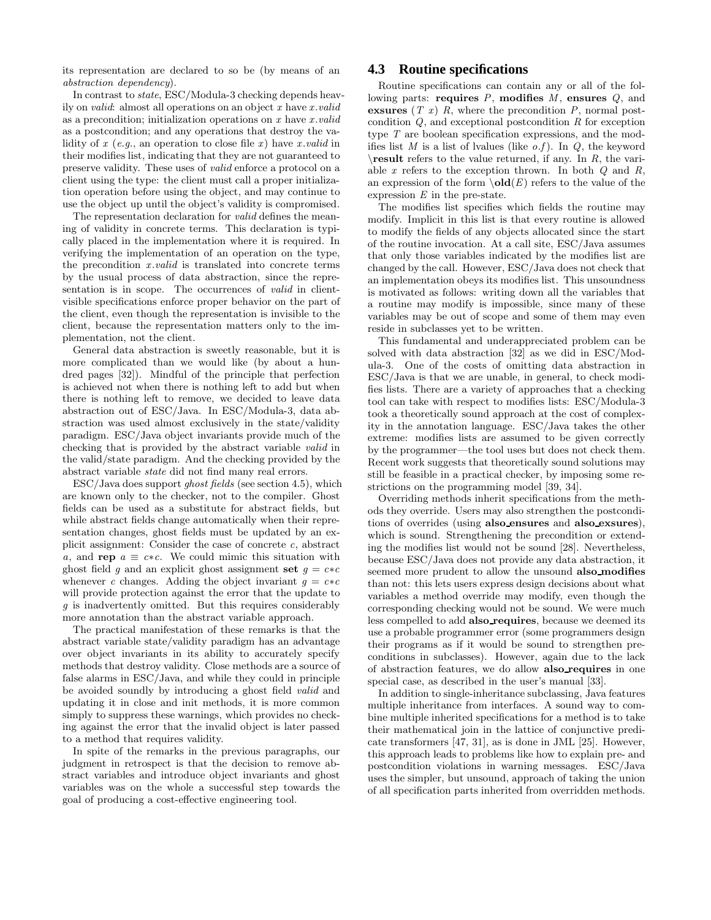its representation are declared to so be (by means of an *abstraction dependency*).

In contrast to *state*, ESC/Modula-3 checking depends heavily on *valid*: almost all operations on an object $x$ have $x.valid$ as a precondition; initialization operations on $x$ have $x.valid$ as a postcondition; and any operations that destroy the validity of $x$ (*e.g.*, an operation to close file $x$) have $x.valid$ in their modifies list, indicating that they are not guaranteed to preserve validity. These uses of *valid* enforce a protocol on a client using the type: the client must call a proper initialization operation before using the object, and may continue to use the object up until the object's validity is compromised.

The representation declaration for *valid* defines the meaning of validity in concrete terms. This declaration is typically placed in the implementation where it is required. In verifying the implementation of an operation on the type, the precondition $x.valid$ is translated into concrete terms by the usual process of data abstraction, since the representation is in scope. The occurrences of *valid* in client-visible specifications enforce proper behavior on the part of the client, even though the representation is invisible to the client, because the representation matters only to the implementation, not the client.

General data abstraction is sweetly reasonable, but it is more complicated than we would like (by about a hundred pages [32]). Mindful of the principle that perfection is achieved not when there is nothing left to add but when there is nothing left to remove, we decided to leave data abstraction out of ESC/Java. In ESC/Modula-3, data abstraction was used almost exclusively in the state/validity paradigm. ESC/Java object invariants provide much of the checking that is provided by the abstract variable *valid* in the valid/state paradigm. And the checking provided by the abstract variable *state* did not find many real errors.

ESC/Java does support *ghost fields* (see section 4.5), which are known only to the checker, not to the compiler. Ghost fields can be used as a substitute for abstract fields, but while abstract fields change automatically when their representation changes, ghost fields must be updated by an explicit assignment: Consider the case of concrete $c$, abstract $a$, and **rep** $a \equiv c{*}c$. We could mimic this situation with ghost field $g$ and an explicit ghost assignment **set** $g = c{*}c$ whenever $c$ changes. Adding the object invariant $g = c{*}c$ will provide protection against the error that the update to $g$ is inadvertently omitted. But this requires considerably more annotation than the abstract variable approach.

The practical manifestation of these remarks is that the abstract variable state/validity paradigm has an advantage over object invariants in its ability to accurately specify methods that destroy validity. Close methods are a source of false alarms in ESC/Java, and while they could in principle be avoided soundly by introducing a ghost field *valid* and updating it in close and init methods, it is more common simply to suppress these warnings, which provides no checking against the error that the invalid object is later passed to a method that requires validity.

In spite of the remarks in the previous paragraphs, our judgment in retrospect is that the decision to remove abstract variables and introduce object invariants and ghost variables was on the whole a successful step towards the goal of producing a cost-effective engineering tool.

## 4.3 Routine specifications

Routine specifications can contain any or all of the following parts: **requires** $P$, **modifies** $M$, **ensures** $Q$, and **exsures** $(T\ x)$ $R$, where the precondition $P$, normal postcondition $Q$, and exceptional postcondition $R$ for exception type $T$ are boolean specification expressions, and the modifies list $M$ is a list of lvalues (like $o.f$). In $Q$, the keyword **\result** refers to the value returned, if any. In $R$, the variable $x$ refers to the exception thrown. In both $Q$ and $R$, an expression of the form **\old**$(E)$ refers to the value of the expression $E$ in the pre-state.

The modifies list specifies which fields the routine may modify. Implicit in this list is that every routine is allowed to modify the fields of any objects allocated since the start of the routine invocation. At a call site, ESC/Java assumes that only those variables indicated by the modifies list are changed by the call. However, ESC/Java does not check that an implementation obeys its modifies list. This unsoundness is motivated as follows: writing down all the variables that a routine may modify is impossible, since many of these variables may be out of scope and some of them may even reside in subclasses yet to be written.

This fundamental and underappreciated problem can be solved with data abstraction [32] as we did in ESC/Modula-3. One of the costs of omitting data abstraction in ESC/Java is that we are unable, in general, to check modifies lists. There are a variety of approaches that a checking tool can take with respect to modifies lists: ESC/Modula-3 took a theoretically sound approach at the cost of complexity in the annotation language. ESC/Java takes the other extreme: modifies lists are assumed to be given correctly by the programmer—the tool uses but does not check them. Recent work suggests that theoretically sound solutions may still be feasible in a practical checker, by imposing some restrictions on the programming model [39, 34].

Overriding methods inherit specifications from the methods they override. Users may also strengthen the postconditions of overrides (using **also_ensures** and **also_exsures**), which is sound. Strengthening the precondition or extending the modifies list would not be sound [28]. Nevertheless, because ESC/Java does not provide any data abstraction, it seemed more prudent to allow the unsound **also_modifies** than not: this lets users express design decisions about what variables a method override may modify, even though the corresponding checking would not be sound. We were much less compelled to add **also_requires**, because we deemed its use a probable programmer error (some programmers design their programs as if it would be sound to strengthen preconditions in subclasses). However, again due to the lack of abstraction features, we do allow **also_requires** in one special case, as described in the user's manual [33].

In addition to single-inheritance subclassing, Java features multiple inheritance from interfaces. A sound way to combine multiple inherited specifications for a method is to take their mathematical join in the lattice of conjunctive predicate transformers [47, 31], as is done in JML [25]. However, this approach leads to problems like how to explain pre- and postcondition violations in warning messages. ESC/Java uses the simpler, but unsound, approach of taking the union of all specification parts inherited from overridden methods.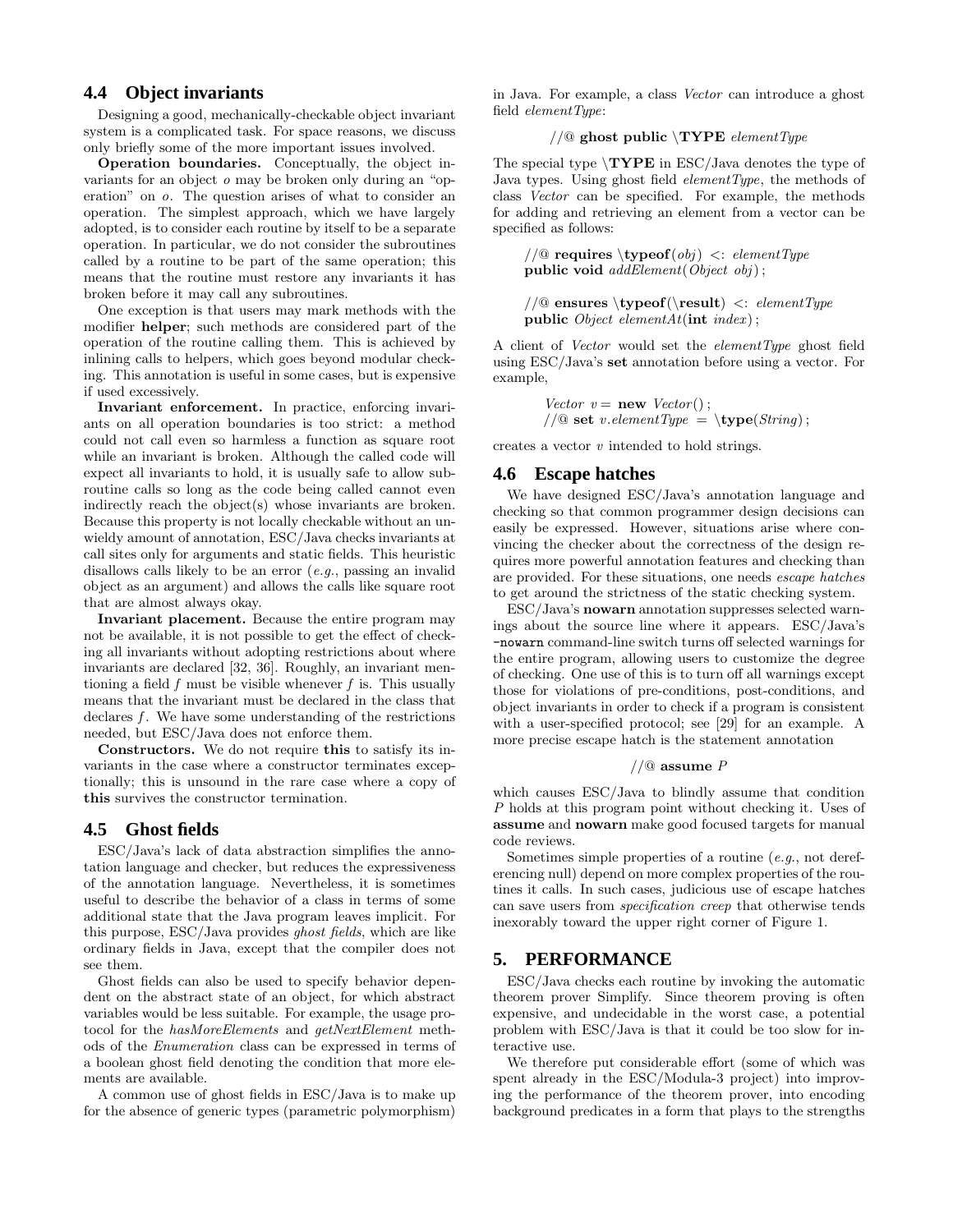### 4.4 Object invariants

Designing a good, mechanically-checkable object invariant system is a complicated task. For space reasons, we discuss only briefly some of the more important issues involved.

**Operation boundaries.** Conceptually, the object invariants for an object *o* may be broken only during an "operation" on *o*. The question arises of what to consider an operation. The simplest approach, which we have largely adopted, is to consider each routine by itself to be a separate operation. In particular, we do not consider the subroutines called by a routine to be part of the same operation; this means that the routine must restore any invariants it has broken before it may call any subroutines.

One exception is that users may mark methods with the modifier **helper**; such methods are considered part of the operation of the routine calling them. This is achieved by inlining calls to helpers, which goes beyond modular checking. This annotation is useful in some cases, but is expensive if used excessively.

**Invariant enforcement.** In practice, enforcing invariants on all operation boundaries is too strict: a method could not call even so harmless a function as square root while an invariant is broken. Although the called code will expect all invariants to hold, it is usually safe to allow subroutine calls so long as the code being called cannot even indirectly reach the object(s) whose invariants are broken. Because this property is not locally checkable without an unwieldy amount of annotation, ESC/Java checks invariants at call sites only for arguments and static fields. This heuristic disallows calls likely to be an error (*e.g.*, passing an invalid object as an argument) and allows the calls like square root that are almost always okay.

**Invariant placement.** Because the entire program may not be available, it is not possible to get the effect of checking all invariants without adopting restrictions about where invariants are declared [32, 36]. Roughly, an invariant mentioning a field *f* must be visible whenever *f* is. This usually means that the invariant must be declared in the class that declares *f*. We have some understanding of the restrictions needed, but ESC/Java does not enforce them.

**Constructors.** We do not require **this** to satisfy its invariants in the case where a constructor terminates exceptionally; this is unsound in the rare case where a copy of **this** survives the constructor termination.

### 4.5 Ghost fields

ESC/Java's lack of data abstraction simplifies the annotation language and checker, but reduces the expressiveness of the annotation language. Nevertheless, it is sometimes useful to describe the behavior of a class in terms of some additional state that the Java program leaves implicit. For this purpose, ESC/Java provides *ghost fields*, which are like ordinary fields in Java, except that the compiler does not see them.

Ghost fields can also be used to specify behavior dependent on the abstract state of an object, for which abstract variables would be less suitable. For example, the usage protocol for the *hasMoreElements* and *getNextElement* methods of the *Enumeration* class can be expressed in terms of a boolean ghost field denoting the condition that more elements are available.

A common use of ghost fields in ESC/Java is to make up for the absence of generic types (parametric polymorphism) in Java. For example, a class *Vector* can introduce a ghost field *elementType*:

```
//@ ghost public \TYPE elementType
```

The special type **\TYPE** in ESC/Java denotes the type of Java types. Using ghost field *elementType*, the methods of class *Vector* can be specified. For example, the methods for adding and retrieving an element from a vector can be specified as follows:

```
//@ requires \typeof(obj) <: elementType
public void addElement(Object obj);

//@ ensures \typeof(\result) <: elementType
public Object elementAt(int index);
```

A client of *Vector* would set the *elementType* ghost field using ESC/Java's **set** annotation before using a vector. For example,

```
Vector v = new Vector();
//@ set v.elementType = \type(String);
```

creates a vector *v* intended to hold strings.

### 4.6 Escape hatches

We have designed ESC/Java's annotation language and checking so that common programmer design decisions can easily be expressed. However, situations arise where convincing the checker about the correctness of the design requires more powerful annotation features and checking than are provided. For these situations, one needs *escape hatches* to get around the strictness of the static checking system.

ESC/Java's **nowarn** annotation suppresses selected warnings about the source line where it appears. ESC/Java's `-nowarn` command-line switch turns off selected warnings for the entire program, allowing users to customize the degree of checking. One use of this is to turn off all warnings except those for violations of pre-conditions, post-conditions, and object invariants in order to check if a program is consistent with a user-specified protocol; see [29] for an example. A more precise escape hatch is the statement annotation

```
//@ assume P
```

which causes ESC/Java to blindly assume that condition *P* holds at this program point without checking it. Uses of **assume** and **nowarn** make good focused targets for manual code reviews.

Sometimes simple properties of a routine (*e.g.*, not dereferencing null) depend on more complex properties of the routines it calls. In such cases, judicious use of escape hatches can save users from *specification creep* that otherwise tends inexorably toward the upper right corner of Figure 1.

## 5. PERFORMANCE

ESC/Java checks each routine by invoking the automatic theorem prover Simplify. Since theorem proving is often expensive, and undecidable in the worst case, a potential problem with ESC/Java is that it could be too slow for interactive use.

We therefore put considerable effort (some of which was spent already in the ESC/Modula-3 project) into improving the performance of the theorem prover, into encoding background predicates in a form that plays to the strengths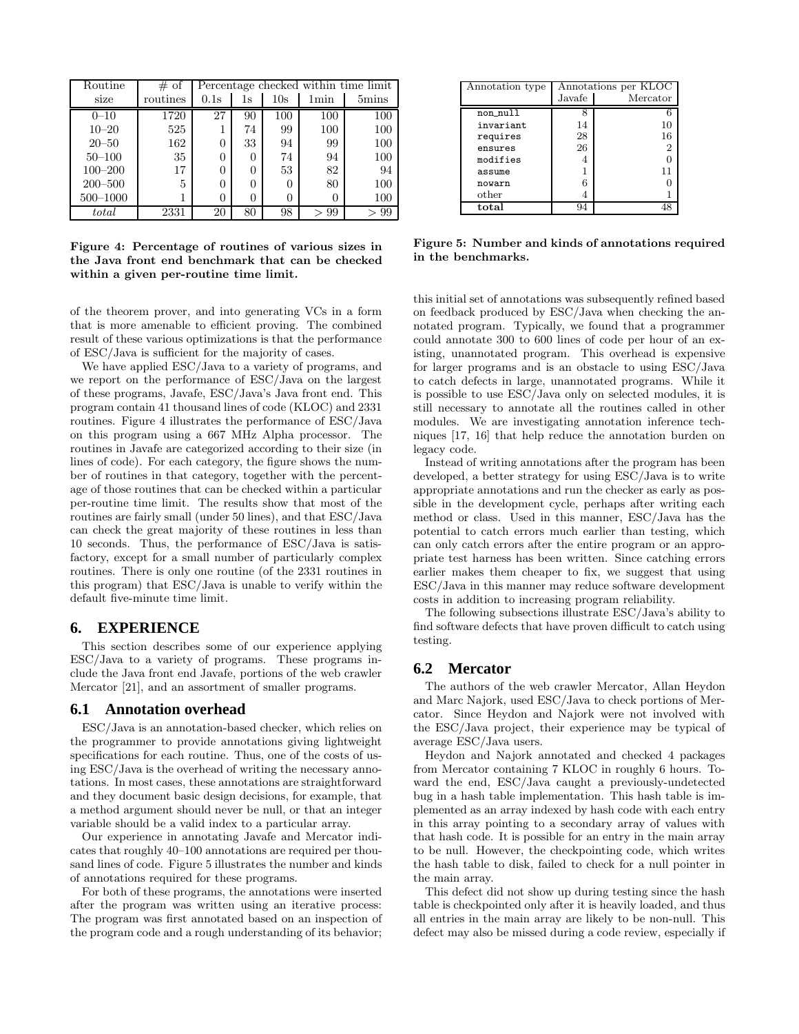| Routine size | # of routines | Percentage checked within time limit | | | | |
|---|---|---|---|---|---|---|
| | | 0.1s | 1s | 10s | 1min | 5mins |
| 0–10 | 1720 | 27 | 90 | 100 | 100 | 100 |
| 10–20 | 525 | 1 | 74 | 99 | 100 | 100 |
| 20–50 | 162 | 0 | 33 | 94 | 99 | 100 |
| 50–100 | 35 | 0 | 0 | 74 | 94 | 100 |
| 100–200 | 17 | 0 | 0 | 53 | 82 | 94 |
| 200–500 | 5 | 0 | 0 | 0 | 80 | 100 |
| 500–1000 | 1 | 0 | 0 | 0 | 0 | 100 |
| *total* | 2331 | 20 | 80 | 98 | $> 99$ | $> 99$ |

**Figure 4: Percentage of routines of various sizes in the Java front end benchmark that can be checked within a given per-routine time limit.**

of the theorem prover, and into generating VCs in a form that is more amenable to efficient proving. The combined result of these various optimizations is that the performance of ESC/Java is sufficient for the majority of cases.

We have applied ESC/Java to a variety of programs, and we report on the performance of ESC/Java on the largest of these programs, Javafe, ESC/Java's Java front end. This program contain 41 thousand lines of code (KLOC) and 2331 routines. Figure 4 illustrates the performance of ESC/Java on this program using a 667 MHz Alpha processor. The routines in Javafe are categorized according to their size (in lines of code). For each category, the figure shows the number of routines in that category, together with the percentage of those routines that can be checked within a particular per-routine time limit. The results show that most of the routines are fairly small (under 50 lines), and that ESC/Java can check the great majority of these routines in less than 10 seconds. Thus, the performance of ESC/Java is satisfactory, except for a small number of particularly complex routines. There is only one routine (of the 2331 routines in this program) that ESC/Java is unable to verify within the default five-minute time limit.

## 6. EXPERIENCE

This section describes some of our experience applying ESC/Java to a variety of programs. These programs include the Java front end Javafe, portions of the web crawler Mercator [21], and an assortment of smaller programs.

### 6.1 Annotation overhead

ESC/Java is an annotation-based checker, which relies on the programmer to provide annotations giving lightweight specifications for each routine. Thus, one of the costs of using ESC/Java is the overhead of writing the necessary annotations. In most cases, these annotations are straightforward and they document basic design decisions, for example, that a method argument should never be null, or that an integer variable should be a valid index to a particular array.

Our experience in annotating Javafe and Mercator indicates that roughly 40–100 annotations are required per thousand lines of code. Figure 5 illustrates the number and kinds of annotations required for these programs.

For both of these programs, the annotations were inserted after the program was written using an iterative process: The program was first annotated based on an inspection of the program code and a rough understanding of its behavior; this initial set of annotations was subsequently refined based on feedback produced by ESC/Java when checking the annotated program. Typically, we found that a programmer could annotate 300 to 600 lines of code per hour of an existing, unannotated program. This overhead is expensive for larger programs and is an obstacle to using ESC/Java to catch defects in large, unannotated programs. While it is possible to use ESC/Java only on selected modules, it is still necessary to annotate all the routines called in other modules. We are investigating annotation inference techniques [17, 16] that help reduce the annotation burden on legacy code.

| Annotation type | Annotations per KLOC | |
|---|---|---|
| | Javafe | Mercator |
| `non_null` | 8 | 6 |
| `invariant` | 14 | 10 |
| `requires` | 28 | 16 |
| `ensures` | 26 | 2 |
| `modifies` | 4 | 0 |
| `assume` | 1 | 11 |
| `nowarn` | 6 | 0 |
| other | 4 | 1 |
| **total** | 94 | 48 |

**Figure 5: Number and kinds of annotations required in the benchmarks.**

Instead of writing annotations after the program has been developed, a better strategy for using ESC/Java is to write appropriate annotations and run the checker as early as possible in the development cycle, perhaps after writing each method or class. Used in this manner, ESC/Java has the potential to catch errors much earlier than testing, which can only catch errors after the entire program or an appropriate test harness has been written. Since catching errors earlier makes them cheaper to fix, we suggest that using ESC/Java in this manner may reduce software development costs in addition to increasing program reliability.

The following subsections illustrate ESC/Java's ability to find software defects that have proven difficult to catch using testing.

### 6.2 Mercator

The authors of the web crawler Mercator, Allan Heydon and Marc Najork, used ESC/Java to check portions of Mercator. Since Heydon and Najork were not involved with the ESC/Java project, their experience may be typical of average ESC/Java users.

Heydon and Najork annotated and checked 4 packages from Mercator containing 7 KLOC in roughly 6 hours. Toward the end, ESC/Java caught a previously-undetected bug in a hash table implementation. This hash table is implemented as an array indexed by hash code with each entry in this array pointing to a secondary array of values with that hash code. It is possible for an entry in the main array to be null. However, the checkpointing code, which writes the hash table to disk, failed to check for a null pointer in the main array.

This defect did not show up during testing since the hash table is checkpointed only after it is heavily loaded, and thus all entries in the main array are likely to be non-null. This defect may also be missed during a code review, especially if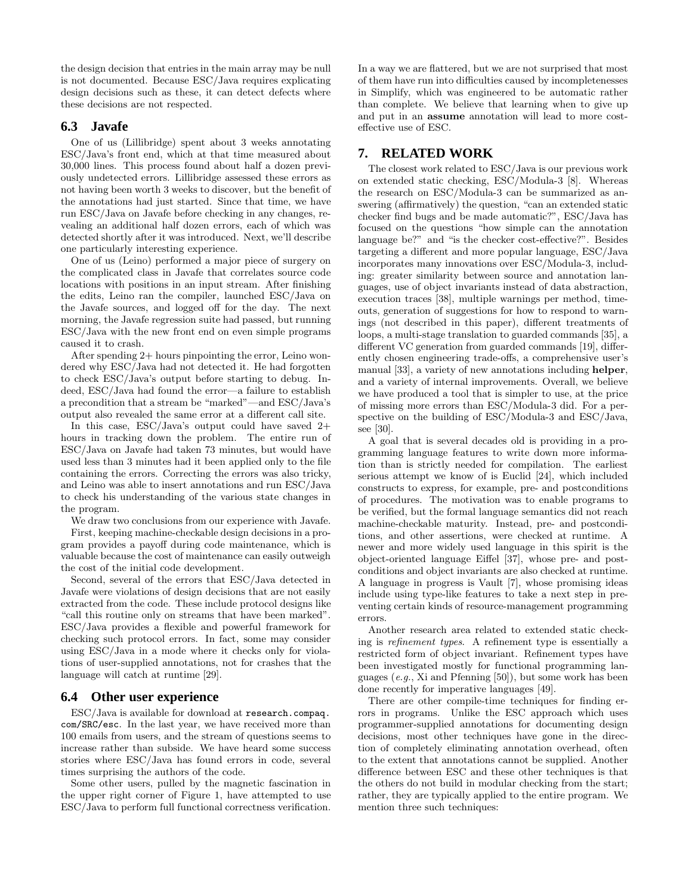the design decision that entries in the main array may be null is not documented. Because ESC/Java requires explicating design decisions such as these, it can detect defects where these decisions are not respected.

### 6.3 Javafe

One of us (Lillibridge) spent about 3 weeks annotating ESC/Java's front end, which at that time measured about 30,000 lines. This process found about half a dozen previously undetected errors. Lillibridge assessed these errors as not having been worth 3 weeks to discover, but the benefit of the annotations had just started. Since that time, we have run ESC/Java on Javafe before checking in any changes, revealing an additional half dozen errors, each of which was detected shortly after it was introduced. Next, we'll describe one particularly interesting experience.

One of us (Leino) performed a major piece of surgery on the complicated class in Javafe that correlates source code locations with positions in an input stream. After finishing the edits, Leino ran the compiler, launched ESC/Java on the Javafe sources, and logged off for the day. The next morning, the Javafe regression suite had passed, but running ESC/Java with the new front end on even simple programs caused it to crash.

After spending 2+ hours pinpointing the error, Leino wondered why ESC/Java had not detected it. He had forgotten to check ESC/Java's output before starting to debug. Indeed, ESC/Java had found the error—a failure to establish a precondition that a stream be "marked"—and ESC/Java's output also revealed the same error at a different call site.

In this case, ESC/Java's output could have saved 2+ hours in tracking down the problem. The entire run of ESC/Java on Javafe had taken 73 minutes, but would have used less than 3 minutes had it been applied only to the file containing the errors. Correcting the errors was also tricky, and Leino was able to insert annotations and run ESC/Java to check his understanding of the various state changes in the program.

We draw two conclusions from our experience with Javafe.

First, keeping machine-checkable design decisions in a program provides a payoff during code maintenance, which is valuable because the cost of maintenance can easily outweigh the cost of the initial code development.

Second, several of the errors that ESC/Java detected in Javafe were violations of design decisions that are not easily extracted from the code. These include protocol designs like "call this routine only on streams that have been marked". ESC/Java provides a flexible and powerful framework for checking such protocol errors. In fact, some may consider using ESC/Java in a mode where it checks only for violations of user-supplied annotations, not for crashes that the language will catch at runtime [29].

### 6.4 Other user experience

ESC/Java is available for download at `research.compaq.com/SRC/esc`. In the last year, we have received more than 100 emails from users, and the stream of questions seems to increase rather than subside. We have heard some success stories where ESC/Java has found errors in code, several times surprising the authors of the code.

Some other users, pulled by the magnetic fascination in the upper right corner of Figure 1, have attempted to use ESC/Java to perform full functional correctness verification. In a way we are flattered, but we are not surprised that most of them have run into difficulties caused by incompletenesses in Simplify, which was engineered to be automatic rather than complete. We believe that learning when to give up and put in an **assume** annotation will lead to more cost-effective use of ESC.

## 7. RELATED WORK

The closest work related to ESC/Java is our previous work on extended static checking, ESC/Modula-3 [8]. Whereas the research on ESC/Modula-3 can be summarized as answering (affirmatively) the question, "can an extended static checker find bugs and be made automatic?", ESC/Java has focused on the questions "how simple can the annotation language be?" and "is the checker cost-effective?". Besides targeting a different and more popular language, ESC/Java incorporates many innovations over ESC/Modula-3, including: greater similarity between source and annotation languages, use of object invariants instead of data abstraction, execution traces [38], multiple warnings per method, timeouts, generation of suggestions for how to respond to warnings (not described in this paper), different treatments of loops, a multi-stage translation to guarded commands [35], a different VC generation from guarded commands [19], differently chosen engineering trade-offs, a comprehensive user's manual [33], a variety of new annotations including **helper**, and a variety of internal improvements. Overall, we believe we have produced a tool that is simpler to use, at the price of missing more errors than ESC/Modula-3 did. For a perspective on the building of ESC/Modula-3 and ESC/Java, see [30].

A goal that is several decades old is providing in a programming language features to write down more information than is strictly needed for compilation. The earliest serious attempt we know of is Euclid [24], which included constructs to express, for example, pre- and postconditions of procedures. The motivation was to enable programs to be verified, but the formal language semantics did not reach machine-checkable maturity. Instead, pre- and postconditions, and other assertions, were checked at runtime. A newer and more widely used language in this spirit is the object-oriented language Eiffel [37], whose pre- and postconditions and object invariants are also checked at runtime. A language in progress is Vault [7], whose promising ideas include using type-like features to take a next step in preventing certain kinds of resource-management programming errors.

Another research area related to extended static checking is *refinement types*. A refinement type is essentially a restricted form of object invariant. Refinement types have been investigated mostly for functional programming languages (*e.g.*, Xi and Pfenning [50]), but some work has been done recently for imperative languages [49].

There are other compile-time techniques for finding errors in programs. Unlike the ESC approach which uses programmer-supplied annotations for documenting design decisions, most other techniques have gone in the direction of completely eliminating annotation overhead, often to the extent that annotations cannot be supplied. Another difference between ESC and these other techniques is that the others do not build in modular checking from the start; rather, they are typically applied to the entire program. We mention three such techniques: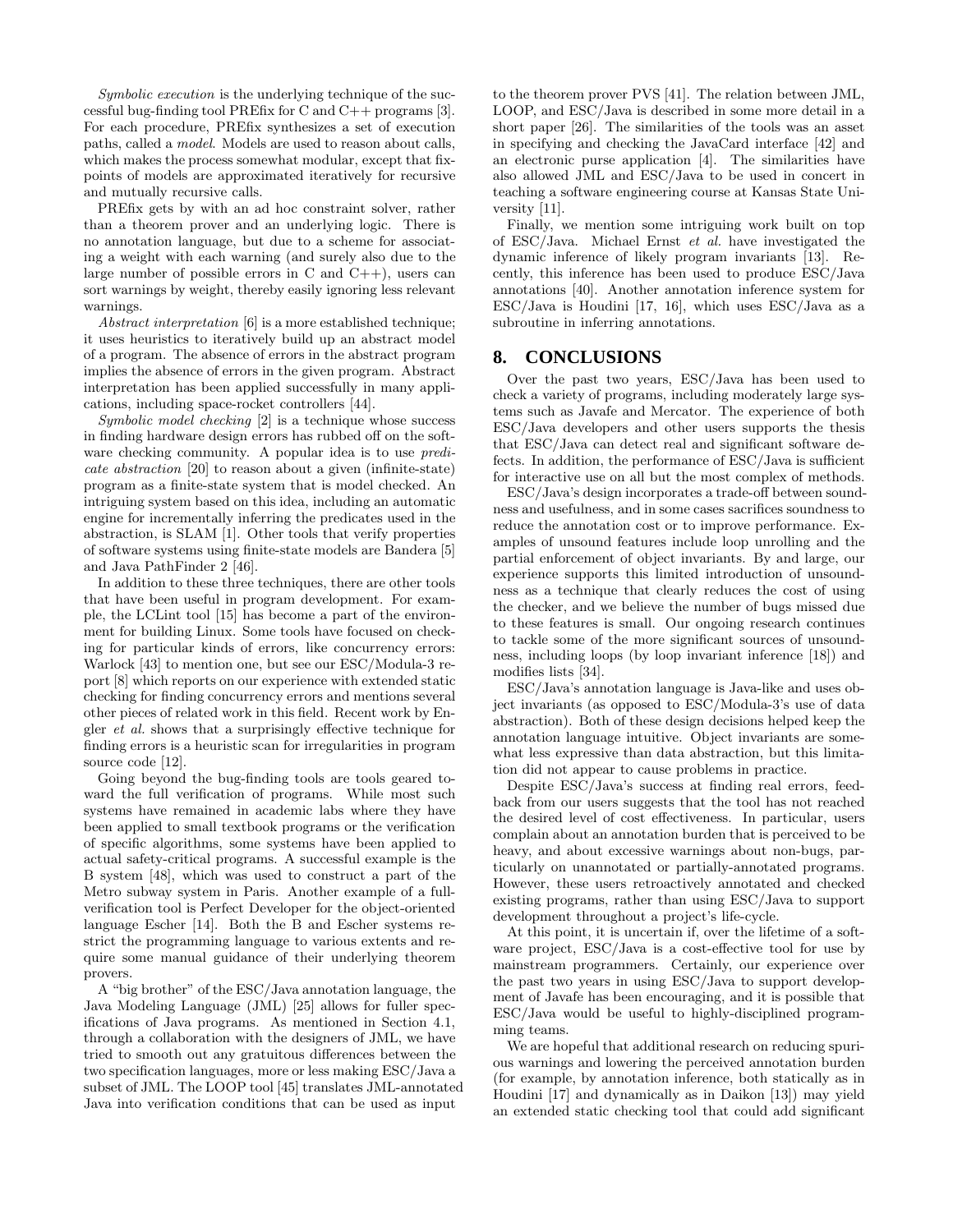*Symbolic execution* is the underlying technique of the successful bug-finding tool PREfix for C and C++ programs [3]. For each procedure, PREfix synthesizes a set of execution paths, called a *model*. Models are used to reason about calls, which makes the process somewhat modular, except that fixpoints of models are approximated iteratively for recursive and mutually recursive calls.

PREfix gets by with an ad hoc constraint solver, rather than a theorem prover and an underlying logic. There is no annotation language, but due to a scheme for associating a weight with each warning (and surely also due to the large number of possible errors in C and C++), users can sort warnings by weight, thereby easily ignoring less relevant warnings.

*Abstract interpretation* [6] is a more established technique; it uses heuristics to iteratively build up an abstract model of a program. The absence of errors in the abstract program implies the absence of errors in the given program. Abstract interpretation has been applied successfully in many applications, including space-rocket controllers [44].

*Symbolic model checking* [2] is a technique whose success in finding hardware design errors has rubbed off on the software checking community. A popular idea is to use *predicate abstraction* [20] to reason about a given (infinite-state) program as a finite-state system that is model checked. An intriguing system based on this idea, including an automatic engine for incrementally inferring the predicates used in the abstraction, is SLAM [1]. Other tools that verify properties of software systems using finite-state models are Bandera [5] and Java PathFinder 2 [46].

In addition to these three techniques, there are other tools that have been useful in program development. For example, the LCLint tool [15] has become a part of the environment for building Linux. Some tools have focused on checking for particular kinds of errors, like concurrency errors: Warlock [43] to mention one, but see our ESC/Modula-3 report [8] which reports on our experience with extended static checking for finding concurrency errors and mentions several other pieces of related work in this field. Recent work by Engler *et al.* shows that a surprisingly effective technique for finding errors is a heuristic scan for irregularities in program source code [12].

Going beyond the bug-finding tools are tools geared toward the full verification of programs. While most such systems have remained in academic labs where they have been applied to small textbook programs or the verification of specific algorithms, some systems have been applied to actual safety-critical programs. A successful example is the B system [48], which was used to construct a part of the Metro subway system in Paris. Another example of a full-verification tool is Perfect Developer for the object-oriented language Escher [14]. Both the B and Escher systems restrict the programming language to various extents and require some manual guidance of their underlying theorem provers.

A "big brother" of the ESC/Java annotation language, the Java Modeling Language (JML) [25] allows for fuller specifications of Java programs. As mentioned in Section 4.1, through a collaboration with the designers of JML, we have tried to smooth out any gratuitous differences between the two specification languages, more or less making ESC/Java a subset of JML. The LOOP tool [45] translates JML-annotated Java into verification conditions that can be used as input to the theorem prover PVS [41]. The relation between JML, LOOP, and ESC/Java is described in some more detail in a short paper [26]. The similarities of the tools was an asset in specifying and checking the JavaCard interface [42] and an electronic purse application [4]. The similarities have also allowed JML and ESC/Java to be used in concert in teaching a software engineering course at Kansas State University [11].

Finally, we mention some intriguing work built on top of ESC/Java. Michael Ernst *et al.* have investigated the dynamic inference of likely program invariants [13]. Recently, this inference has been used to produce ESC/Java annotations [40]. Another annotation inference system for ESC/Java is Houdini [17, 16], which uses ESC/Java as a subroutine in inferring annotations.

## 8. CONCLUSIONS

Over the past two years, ESC/Java has been used to check a variety of programs, including moderately large systems such as Javafe and Mercator. The experience of both ESC/Java developers and other users supports the thesis that ESC/Java can detect real and significant software defects. In addition, the performance of ESC/Java is sufficient for interactive use on all but the most complex of methods.

ESC/Java's design incorporates a trade-off between soundness and usefulness, and in some cases sacrifices soundness to reduce the annotation cost or to improve performance. Examples of unsound features include loop unrolling and the partial enforcement of object invariants. By and large, our experience supports this limited introduction of unsoundness as a technique that clearly reduces the cost of using the checker, and we believe the number of bugs missed due to these features is small. Our ongoing research continues to tackle some of the more significant sources of unsoundness, including loops (by loop invariant inference [18]) and modifies lists [34].

ESC/Java's annotation language is Java-like and uses object invariants (as opposed to ESC/Modula-3's use of data abstraction). Both of these design decisions helped keep the annotation language intuitive. Object invariants are somewhat less expressive than data abstraction, but this limitation did not appear to cause problems in practice.

Despite ESC/Java's success at finding real errors, feedback from our users suggests that the tool has not reached the desired level of cost effectiveness. In particular, users complain about an annotation burden that is perceived to be heavy, and about excessive warnings about non-bugs, particularly on unannotated or partially-annotated programs. However, these users retroactively annotated and checked existing programs, rather than using ESC/Java to support development throughout a project's life-cycle.

At this point, it is uncertain if, over the lifetime of a software project, ESC/Java is a cost-effective tool for use by mainstream programmers. Certainly, our experience over the past two years in using ESC/Java to support development of Javafe has been encouraging, and it is possible that ESC/Java would be useful to highly-disciplined programming teams.

We are hopeful that additional research on reducing spurious warnings and lowering the perceived annotation burden (for example, by annotation inference, both statically as in Houdini [17] and dynamically as in Daikon [13]) may yield an extended static checking tool that could add significant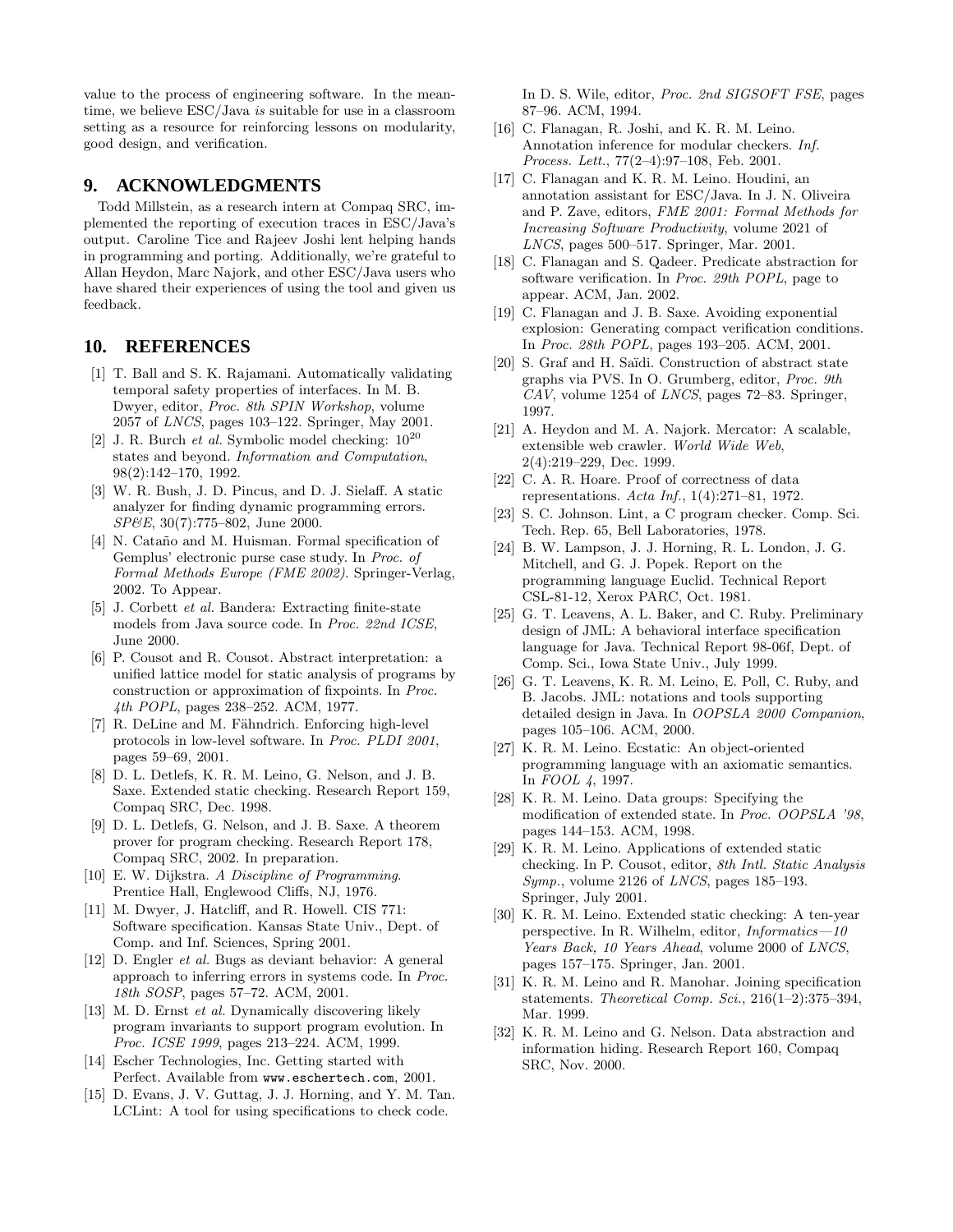value to the process of engineering software. In the meantime, we believe ESC/Java *is* suitable for use in a classroom setting as a resource for reinforcing lessons on modularity, good design, and verification.

## 9. ACKNOWLEDGMENTS

Todd Millstein, as a research intern at Compaq SRC, implemented the reporting of execution traces in ESC/Java's output. Caroline Tice and Rajeev Joshi lent helping hands in programming and porting. Additionally, we're grateful to Allan Heydon, Marc Najork, and other ESC/Java users who have shared their experiences of using the tool and given us feedback.

## 10. REFERENCES

[1] T. Ball and S. K. Rajamani. Automatically validating temporal safety properties of interfaces. In M. B. Dwyer, editor, *Proc. 8th SPIN Workshop*, volume 2057 of *LNCS*, pages 103–122. Springer, May 2001.

[2] J. R. Burch *et al.* Symbolic model checking: $10^{20}$ states and beyond. *Information and Computation*, 98(2):142–170, 1992.

[3] W. R. Bush, J. D. Pincus, and D. J. Sielaff. A static analyzer for finding dynamic programming errors. *SP&E*, 30(7):775–802, June 2000.

[4] N. Cataño and M. Huisman. Formal specification of Gemplus' electronic purse case study. In *Proc. of Formal Methods Europe (FME 2002)*. Springer-Verlag, 2002. To Appear.

[5] J. Corbett *et al.* Bandera: Extracting finite-state models from Java source code. In *Proc. 22nd ICSE*, June 2000.

[6] P. Cousot and R. Cousot. Abstract interpretation: a unified lattice model for static analysis of programs by construction or approximation of fixpoints. In *Proc. 4th POPL*, pages 238–252. ACM, 1977.

[7] R. DeLine and M. Fähndrich. Enforcing high-level protocols in low-level software. In *Proc. PLDI 2001*, pages 59–69, 2001.

[8] D. L. Detlefs, K. R. M. Leino, G. Nelson, and J. B. Saxe. Extended static checking. Research Report 159, Compaq SRC, Dec. 1998.

[9] D. L. Detlefs, G. Nelson, and J. B. Saxe. A theorem prover for program checking. Research Report 178, Compaq SRC, 2002. In preparation.

[10] E. W. Dijkstra. *A Discipline of Programming.* Prentice Hall, Englewood Cliffs, NJ, 1976.

[11] M. Dwyer, J. Hatcliff, and R. Howell. CIS 771: Software specification. Kansas State Univ., Dept. of Comp. and Inf. Sciences, Spring 2001.

[12] D. Engler *et al.* Bugs as deviant behavior: A general approach to inferring errors in systems code. In *Proc. 18th SOSP*, pages 57–72. ACM, 2001.

[13] M. D. Ernst *et al.* Dynamically discovering likely program invariants to support program evolution. In *Proc. ICSE 1999*, pages 213–224. ACM, 1999.

[14] Escher Technologies, Inc. Getting started with Perfect. Available from `www.eschertech.com`, 2001.

[15] D. Evans, J. V. Guttag, J. J. Horning, and Y. M. Tan. LCLint: A tool for using specifications to check code. In D. S. Wile, editor, *Proc. 2nd SIGSOFT FSE*, pages 87–96. ACM, 1994.

[16] C. Flanagan, R. Joshi, and K. R. M. Leino. Annotation inference for modular checkers. *Inf. Process. Lett.*, 77(2–4):97–108, Feb. 2001.

[17] C. Flanagan and K. R. M. Leino. Houdini, an annotation assistant for ESC/Java. In J. N. Oliveira and P. Zave, editors, *FME 2001: Formal Methods for Increasing Software Productivity*, volume 2021 of *LNCS*, pages 500–517. Springer, Mar. 2001.

[18] C. Flanagan and S. Qadeer. Predicate abstraction for software verification. In *Proc. 29th POPL*, page to appear. ACM, Jan. 2002.

[19] C. Flanagan and J. B. Saxe. Avoiding exponential explosion: Generating compact verification conditions. In *Proc. 28th POPL*, pages 193–205. ACM, 2001.

[20] S. Graf and H. Saïdi. Construction of abstract state graphs via PVS. In O. Grumberg, editor, *Proc. 9th CAV*, volume 1254 of *LNCS*, pages 72–83. Springer, 1997.

[21] A. Heydon and M. A. Najork. Mercator: A scalable, extensible web crawler. *World Wide Web*, 2(4):219–229, Dec. 1999.

[22] C. A. R. Hoare. Proof of correctness of data representations. *Acta Inf.*, 1(4):271–81, 1972.

[23] S. C. Johnson. Lint, a C program checker. Comp. Sci. Tech. Rep. 65, Bell Laboratories, 1978.

[24] B. W. Lampson, J. J. Horning, R. L. London, J. G. Mitchell, and G. J. Popek. Report on the programming language Euclid. Technical Report CSL-81-12, Xerox PARC, Oct. 1981.

[25] G. T. Leavens, A. L. Baker, and C. Ruby. Preliminary design of JML: A behavioral interface specification language for Java. Technical Report 98-06f, Dept. of Comp. Sci., Iowa State Univ., July 1999.

[26] G. T. Leavens, K. R. M. Leino, E. Poll, C. Ruby, and B. Jacobs. JML: notations and tools supporting detailed design in Java. In *OOPSLA 2000 Companion*, pages 105–106. ACM, 2000.

[27] K. R. M. Leino. Ecstatic: An object-oriented programming language with an axiomatic semantics. In *FOOL 4*, 1997.

[28] K. R. M. Leino. Data groups: Specifying the modification of extended state. In *Proc. OOPSLA '98*, pages 144–153. ACM, 1998.

[29] K. R. M. Leino. Applications of extended static checking. In P. Cousot, editor, *8th Intl. Static Analysis Symp.*, volume 2126 of *LNCS*, pages 185–193. Springer, July 2001.

[30] K. R. M. Leino. Extended static checking: A ten-year perspective. In R. Wilhelm, editor, *Informatics—10 Years Back, 10 Years Ahead*, volume 2000 of *LNCS*, pages 157–175. Springer, Jan. 2001.

[31] K. R. M. Leino and R. Manohar. Joining specification statements. *Theoretical Comp. Sci.*, 216(1–2):375–394, Mar. 1999.

[32] K. R. M. Leino and G. Nelson. Data abstraction and information hiding. Research Report 160, Compaq SRC, Nov. 2000.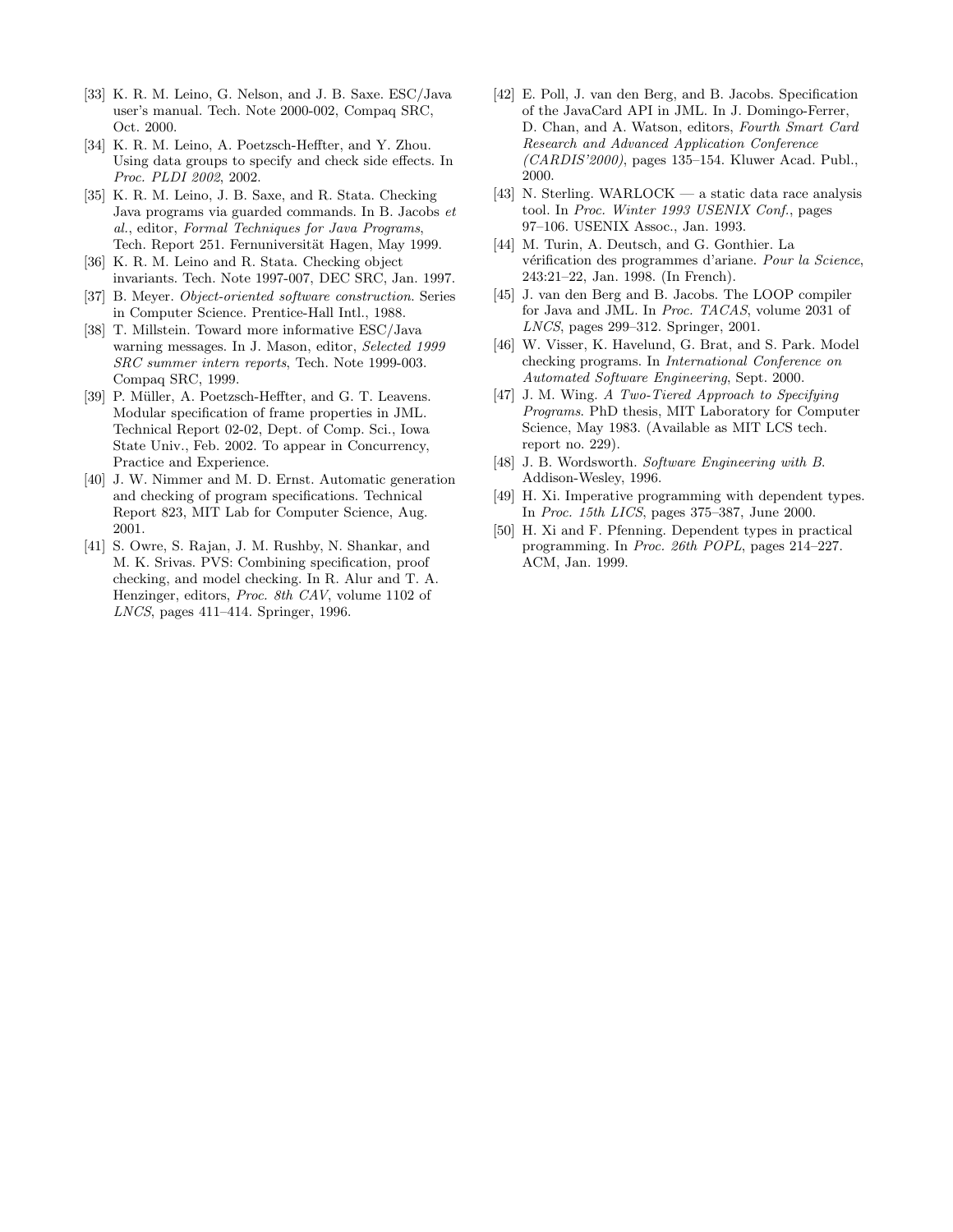[33] K. R. M. Leino, G. Nelson, and J. B. Saxe. ESC/Java user's manual. Tech. Note 2000-002, Compaq SRC, Oct. 2000.

[34] K. R. M. Leino, A. Poetzsch-Heffter, and Y. Zhou. Using data groups to specify and check side effects. In *Proc. PLDI 2002*, 2002.

[35] K. R. M. Leino, J. B. Saxe, and R. Stata. Checking Java programs via guarded commands. In B. Jacobs *et al.*, editor, *Formal Techniques for Java Programs*, Tech. Report 251. Fernuniversität Hagen, May 1999.

[36] K. R. M. Leino and R. Stata. Checking object invariants. Tech. Note 1997-007, DEC SRC, Jan. 1997.

[37] B. Meyer. *Object-oriented software construction*. Series in Computer Science. Prentice-Hall Intl., 1988.

[38] T. Millstein. Toward more informative ESC/Java warning messages. In J. Mason, editor, *Selected 1999 SRC summer intern reports*, Tech. Note 1999-003. Compaq SRC, 1999.

[39] P. Müller, A. Poetzsch-Heffter, and G. T. Leavens. Modular specification of frame properties in JML. Technical Report 02-02, Dept. of Comp. Sci., Iowa State Univ., Feb. 2002. To appear in Concurrency, Practice and Experience.

[40] J. W. Nimmer and M. D. Ernst. Automatic generation and checking of program specifications. Technical Report 823, MIT Lab for Computer Science, Aug. 2001.

[41] S. Owre, S. Rajan, J. M. Rushby, N. Shankar, and M. K. Srivas. PVS: Combining specification, proof checking, and model checking. In R. Alur and T. A. Henzinger, editors, *Proc. 8th CAV*, volume 1102 of *LNCS*, pages 411–414. Springer, 1996.

[42] E. Poll, J. van den Berg, and B. Jacobs. Specification of the JavaCard API in JML. In J. Domingo-Ferrer, D. Chan, and A. Watson, editors, *Fourth Smart Card Research and Advanced Application Conference (CARDIS'2000)*, pages 135–154. Kluwer Acad. Publ., 2000.

[43] N. Sterling. WARLOCK — a static data race analysis tool. In *Proc. Winter 1993 USENIX Conf.*, pages 97–106. USENIX Assoc., Jan. 1993.

[44] M. Turin, A. Deutsch, and G. Gonthier. La vérification des programmes d'ariane. *Pour la Science*, 243:21–22, Jan. 1998. (In French).

[45] J. van den Berg and B. Jacobs. The LOOP compiler for Java and JML. In *Proc. TACAS*, volume 2031 of *LNCS*, pages 299–312. Springer, 2001.

[46] W. Visser, K. Havelund, G. Brat, and S. Park. Model checking programs. In *International Conference on Automated Software Engineering*, Sept. 2000.

[47] J. M. Wing. *A Two-Tiered Approach to Specifying Programs*. PhD thesis, MIT Laboratory for Computer Science, May 1983. (Available as MIT LCS tech. report no. 229).

[48] J. B. Wordsworth. *Software Engineering with B*. Addison-Wesley, 1996.

[49] H. Xi. Imperative programming with dependent types. In *Proc. 15th LICS*, pages 375–387, June 2000.

[50] H. Xi and F. Pfenning. Dependent types in practical programming. In *Proc. 26th POPL*, pages 214–227. ACM, Jan. 1999.